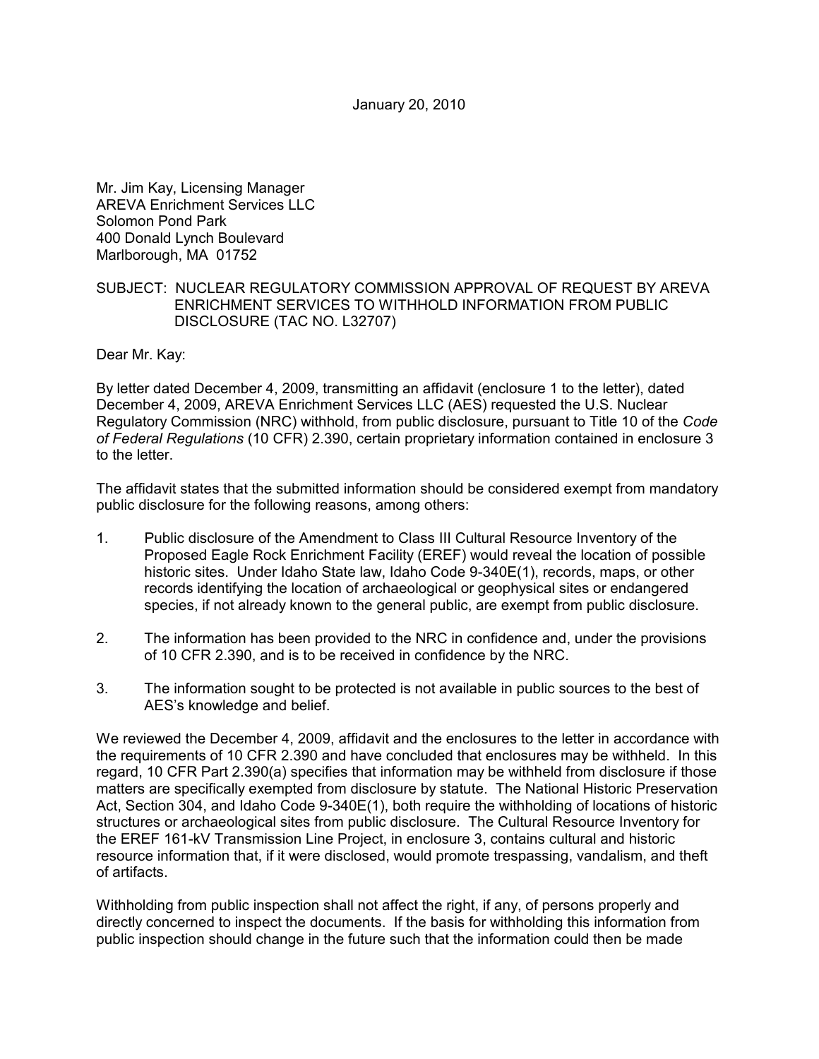January 20, 2010

Mr. Jim Kay, Licensing Manager
AREVA Enrichment Services LLC
Solomon Pond Park
400 Donald Lynch Boulevard
Marlborough, MA 01752

SUBJECT: NUCLEAR REGULATORY COMMISSION APPROVAL OF REQUEST BY AREVA ENRICHMENT SERVICES TO WITHHOLD INFORMATION FROM PUBLIC DISCLOSURE (TAC NO. L32707)

Dear Mr. Kay:

By letter dated December 4, 2009, transmitting an affidavit (enclosure 1 to the letter), dated December 4, 2009, AREVA Enrichment Services LLC (AES) requested the U.S. Nuclear Regulatory Commission (NRC) withhold, from public disclosure, pursuant to Title 10 of the *Code of Federal Regulations* (10 CFR) 2.390, certain proprietary information contained in enclosure 3 to the letter.

The affidavit states that the submitted information should be considered exempt from mandatory public disclosure for the following reasons, among others:

1. Public disclosure of the Amendment to Class III Cultural Resource Inventory of the Proposed Eagle Rock Enrichment Facility (EREF) would reveal the location of possible historic sites. Under Idaho State law, Idaho Code 9-340E(1), records, maps, or other records identifying the location of archaeological or geophysical sites or endangered species, if not already known to the general public, are exempt from public disclosure.

2. The information has been provided to the NRC in confidence and, under the provisions of 10 CFR 2.390, and is to be received in confidence by the NRC.

3. The information sought to be protected is not available in public sources to the best of AES's knowledge and belief.

We reviewed the December 4, 2009, affidavit and the enclosures to the letter in accordance with the requirements of 10 CFR 2.390 and have concluded that enclosures may be withheld. In this regard, 10 CFR Part 2.390(a) specifies that information may be withheld from disclosure if those matters are specifically exempted from disclosure by statute. The National Historic Preservation Act, Section 304, and Idaho Code 9-340E(1), both require the withholding of locations of historic structures or archaeological sites from public disclosure. The Cultural Resource Inventory for the EREF 161-kV Transmission Line Project, in enclosure 3, contains cultural and historic resource information that, if it were disclosed, would promote trespassing, vandalism, and theft of artifacts.

Withholding from public inspection shall not affect the right, if any, of persons properly and directly concerned to inspect the documents. If the basis for withholding this information from public inspection should change in the future such that the information could then be made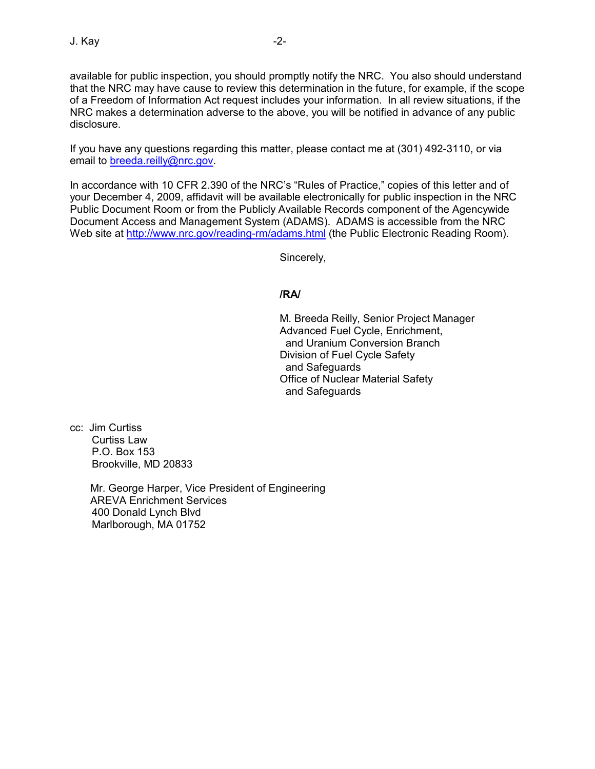available for public inspection, you should promptly notify the NRC. You also should understand that the NRC may have cause to review this determination in the future, for example, if the scope of a Freedom of Information Act request includes your information. In all review situations, if the NRC makes a determination adverse to the above, you will be notified in advance of any public disclosure.

If you have any questions regarding this matter, please contact me at (301) 492-3110, or via email to breeda.reilly@nrc.gov.

In accordance with 10 CFR 2.390 of the NRC's "Rules of Practice," copies of this letter and of your December 4, 2009, affidavit will be available electronically for public inspection in the NRC Public Document Room or from the Publicly Available Records component of the Agencywide Document Access and Management System (ADAMS). ADAMS is accessible from the NRC Web site at http://www.nrc.gov/reading-rm/adams.html (the Public Electronic Reading Room).

Sincerely,

**/RA/**

M. Breeda Reilly, Senior Project Manager
Advanced Fuel Cycle, Enrichment,
and Uranium Conversion Branch
Division of Fuel Cycle Safety
and Safeguards
Office of Nuclear Material Safety
and Safeguards

cc: Jim Curtiss
Curtiss Law
P.O. Box 153
Brookville, MD 20833

Mr. George Harper, Vice President of Engineering
AREVA Enrichment Services
400 Donald Lynch Blvd
Marlborough, MA 01752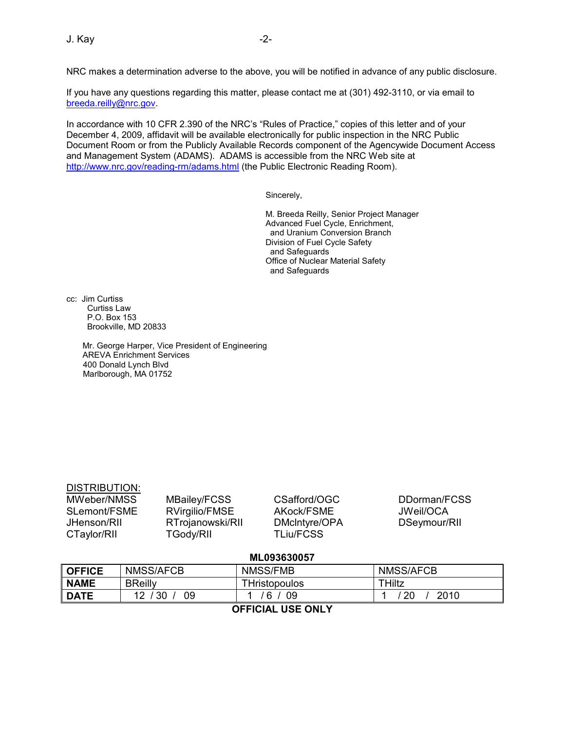NRC makes a determination adverse to the above, you will be notified in advance of any public disclosure.

If you have any questions regarding this matter, please contact me at (301) 492-3110, or via email to breeda.reilly@nrc.gov.

In accordance with 10 CFR 2.390 of the NRC's "Rules of Practice," copies of this letter and of your December 4, 2009, affidavit will be available electronically for public inspection in the NRC Public Document Room or from the Publicly Available Records component of the Agencywide Document Access and Management System (ADAMS). ADAMS is accessible from the NRC Web site at http://www.nrc.gov/reading-rm/adams.html (the Public Electronic Reading Room).

Sincerely,

M. Breeda Reilly, Senior Project Manager
Advanced Fuel Cycle, Enrichment,
and Uranium Conversion Branch
Division of Fuel Cycle Safety
and Safeguards
Office of Nuclear Material Safety
and Safeguards

cc: Jim Curtiss
Curtiss Law
P.O. Box 153
Brookville, MD 20833

Mr. George Harper, Vice President of Engineering
AREVA Enrichment Services
400 Donald Lynch Blvd
Marlborough, MA 01752

DISTRIBUTION:

| | | | |
|---|---|---|---|
| MWeber/NMSS | MBailey/FCSS | CSafford/OGC | DDorman/FCSS |
| SLemont/FSME | RVirgilio/FMSE | AKock/FSME | JWeil/OCA |
| JHenson/RII | RTrojanowski/RII | DMcIntyre/OPA | DSeymour/RII |
| CTaylor/RII | TGody/RII | TLiu/FCSS | |

**ML093630057**

| **OFFICE** | NMSS/AFCB | NMSS/FMB | NMSS/AFCB |
|---|---|---|---|
| **NAME** | BReilly | THristopoulos | THiltz |
| **DATE** | 12 / 30 / 09 | 1 / 6 / 09 | 1 / 20 / 2010 |

**OFFICIAL USE ONLY**